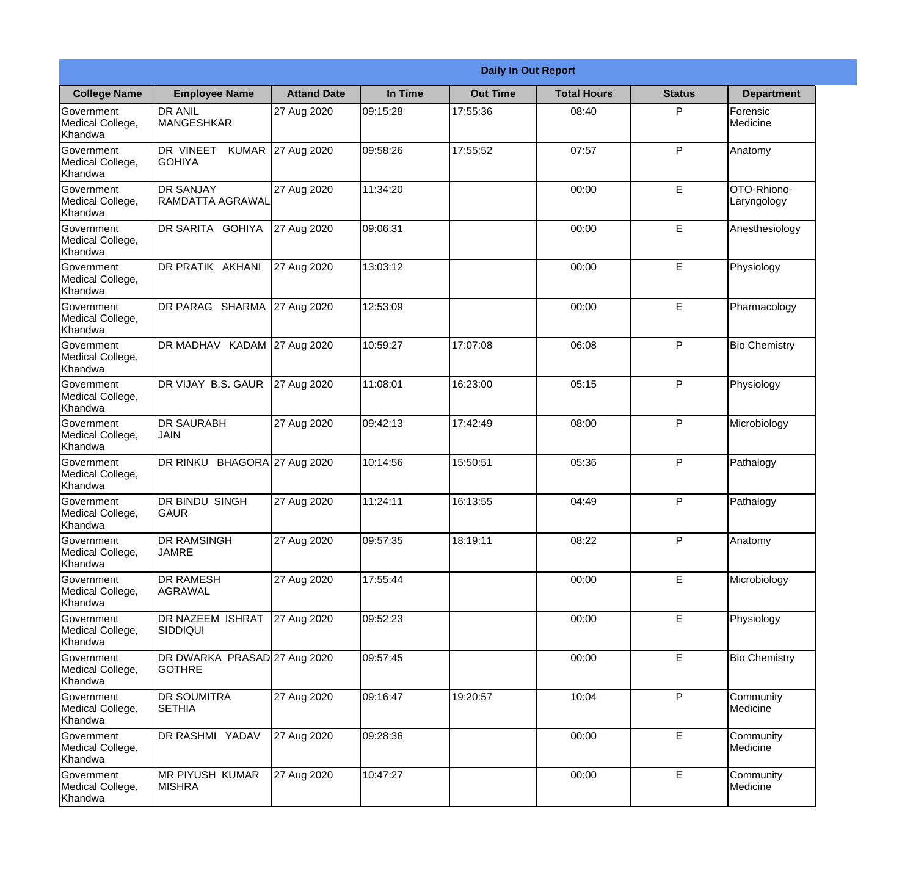| Daily In Out Report | | | | | | | |
|---|---|---|---|---|---|---|---|
| **College Name** | **Employee Name** | **Attand Date** | **In Time** | **Out Time** | **Total Hours** | **Status** | **Department** |
| Government Medical College, Khandwa | DR ANIL MANGESHKAR | 27 Aug 2020 | 09:15:28 | 17:55:36 | 08:40 | P | Forensic Medicine |
| Government Medical College, Khandwa | DR VINEET KUMAR GOHIYA | 27 Aug 2020 | 09:58:26 | 17:55:52 | 07:57 | P | Anatomy |
| Government Medical College, Khandwa | DR SANJAY RAMDATTA AGRAWAL | 27 Aug 2020 | 11:34:20 | | 00:00 | E | OTO-Rhiono-Laryngology |
| Government Medical College, Khandwa | DR SARITA GOHIYA | 27 Aug 2020 | 09:06:31 | | 00:00 | E | Anesthesiology |
| Government Medical College, Khandwa | DR PRATIK AKHANI | 27 Aug 2020 | 13:03:12 | | 00:00 | E | Physiology |
| Government Medical College, Khandwa | DR PARAG SHARMA | 27 Aug 2020 | 12:53:09 | | 00:00 | E | Pharmacology |
| Government Medical College, Khandwa | DR MADHAV KADAM | 27 Aug 2020 | 10:59:27 | 17:07:08 | 06:08 | P | Bio Chemistry |
| Government Medical College, Khandwa | DR VIJAY B.S. GAUR | 27 Aug 2020 | 11:08:01 | 16:23:00 | 05:15 | P | Physiology |
| Government Medical College, Khandwa | DR SAURABH JAIN | 27 Aug 2020 | 09:42:13 | 17:42:49 | 08:00 | P | Microbiology |
| Government Medical College, Khandwa | DR RINKU BHAGORA | 27 Aug 2020 | 10:14:56 | 15:50:51 | 05:36 | P | Pathalogy |
| Government Medical College, Khandwa | DR BINDU SINGH GAUR | 27 Aug 2020 | 11:24:11 | 16:13:55 | 04:49 | P | Pathalogy |
| Government Medical College, Khandwa | DR RAMSINGH JAMRE | 27 Aug 2020 | 09:57:35 | 18:19:11 | 08:22 | P | Anatomy |
| Government Medical College, Khandwa | DR RAMESH AGRAWAL | 27 Aug 2020 | 17:55:44 | | 00:00 | E | Microbiology |
| Government Medical College, Khandwa | DR NAZEEM ISHRAT SIDDIQUI | 27 Aug 2020 | 09:52:23 | | 00:00 | E | Physiology |
| Government Medical College, Khandwa | DR DWARKA PRASAD GOTHRE | 27 Aug 2020 | 09:57:45 | | 00:00 | E | Bio Chemistry |
| Government Medical College, Khandwa | DR SOUMITRA SETHIA | 27 Aug 2020 | 09:16:47 | 19:20:57 | 10:04 | P | Community Medicine |
| Government Medical College, Khandwa | DR RASHMI YADAV | 27 Aug 2020 | 09:28:36 | | 00:00 | E | Community Medicine |
| Government Medical College, Khandwa | MR PIYUSH KUMAR MISHRA | 27 Aug 2020 | 10:47:27 | | 00:00 | E | Community Medicine |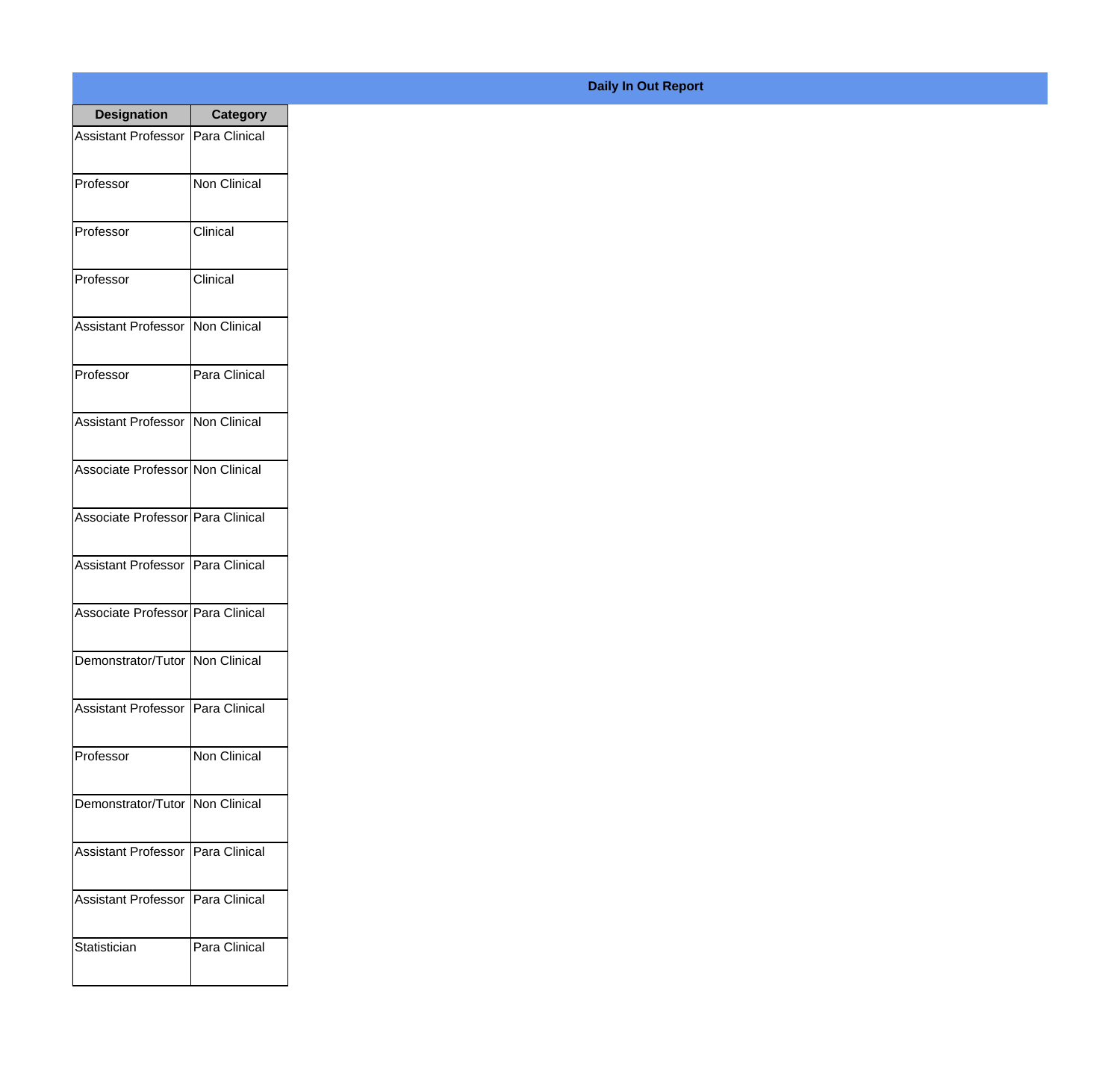## Daily In Out Report

| Designation | Category |
| --- | --- |
| Assistant Professor | Para Clinical |
| Professor | Non Clinical |
| Professor | Clinical |
| Professor | Clinical |
| Assistant Professor | Non Clinical |
| Professor | Para Clinical |
| Assistant Professor | Non Clinical |
| Associate Professor | Non Clinical |
| Associate Professor | Para Clinical |
| Assistant Professor | Para Clinical |
| Associate Professor | Para Clinical |
| Demonstrator/Tutor | Non Clinical |
| Assistant Professor | Para Clinical |
| Professor | Non Clinical |
| Demonstrator/Tutor | Non Clinical |
| Assistant Professor | Para Clinical |
| Assistant Professor | Para Clinical |
| Statistician | Para Clinical |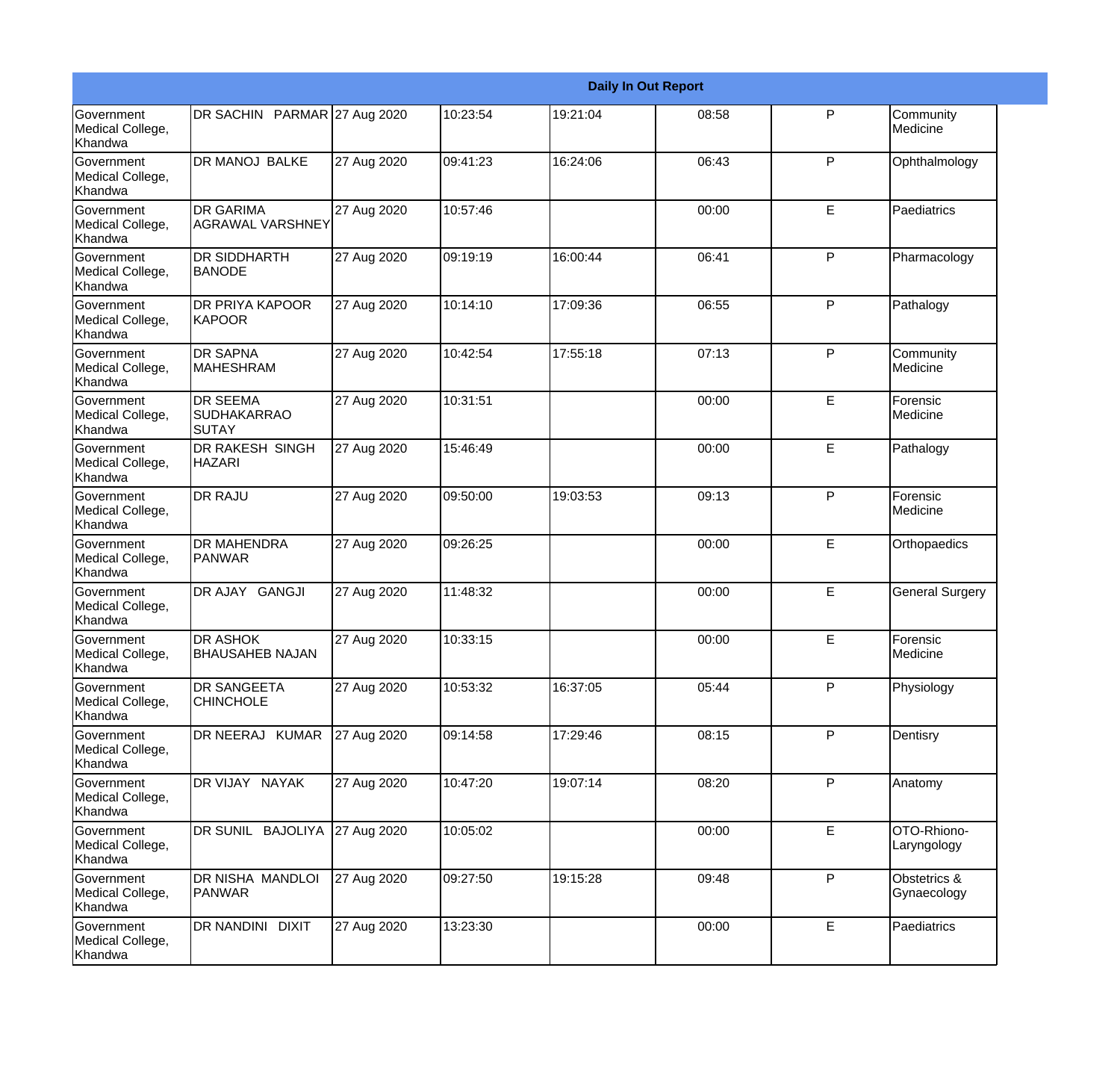| Daily In Out Report | | | | | | | |
|---|---|---|---|---|---|---|---|
| Government Medical College, Khandwa | DR SACHIN PARMAR | 27 Aug 2020 | 10:23:54 | 19:21:04 | 08:58 | P | Community Medicine |
| Government Medical College, Khandwa | DR MANOJ BALKE | 27 Aug 2020 | 09:41:23 | 16:24:06 | 06:43 | P | Ophthalmology |
| Government Medical College, Khandwa | DR GARIMA AGRAWAL VARSHNEY | 27 Aug 2020 | 10:57:46 | | 00:00 | E | Paediatrics |
| Government Medical College, Khandwa | DR SIDDHARTH BANODE | 27 Aug 2020 | 09:19:19 | 16:00:44 | 06:41 | P | Pharmacology |
| Government Medical College, Khandwa | DR PRIYA KAPOOR KAPOOR | 27 Aug 2020 | 10:14:10 | 17:09:36 | 06:55 | P | Pathalogy |
| Government Medical College, Khandwa | DR SAPNA MAHESHRAM | 27 Aug 2020 | 10:42:54 | 17:55:18 | 07:13 | P | Community Medicine |
| Government Medical College, Khandwa | DR SEEMA SUDHAKARRAO SUTAY | 27 Aug 2020 | 10:31:51 | | 00:00 | E | Forensic Medicine |
| Government Medical College, Khandwa | DR RAKESH SINGH HAZARI | 27 Aug 2020 | 15:46:49 | | 00:00 | E | Pathalogy |
| Government Medical College, Khandwa | DR RAJU | 27 Aug 2020 | 09:50:00 | 19:03:53 | 09:13 | P | Forensic Medicine |
| Government Medical College, Khandwa | DR MAHENDRA PANWAR | 27 Aug 2020 | 09:26:25 | | 00:00 | E | Orthopaedics |
| Government Medical College, Khandwa | DR AJAY GANGJI | 27 Aug 2020 | 11:48:32 | | 00:00 | E | General Surgery |
| Government Medical College, Khandwa | DR ASHOK BHAUSAHEB NAJAN | 27 Aug 2020 | 10:33:15 | | 00:00 | E | Forensic Medicine |
| Government Medical College, Khandwa | DR SANGEETA CHINCHOLE | 27 Aug 2020 | 10:53:32 | 16:37:05 | 05:44 | P | Physiology |
| Government Medical College, Khandwa | DR NEERAJ KUMAR | 27 Aug 2020 | 09:14:58 | 17:29:46 | 08:15 | P | Dentisry |
| Government Medical College, Khandwa | DR VIJAY NAYAK | 27 Aug 2020 | 10:47:20 | 19:07:14 | 08:20 | P | Anatomy |
| Government Medical College, Khandwa | DR SUNIL BAJOLIYA | 27 Aug 2020 | 10:05:02 | | 00:00 | E | OTO-Rhiono-Laryngology |
| Government Medical College, Khandwa | DR NISHA MANDLOI PANWAR | 27 Aug 2020 | 09:27:50 | 19:15:28 | 09:48 | P | Obstetrics & Gynaecology |
| Government Medical College, Khandwa | DR NANDINI DIXIT | 27 Aug 2020 | 13:23:30 | | 00:00 | E | Paediatrics |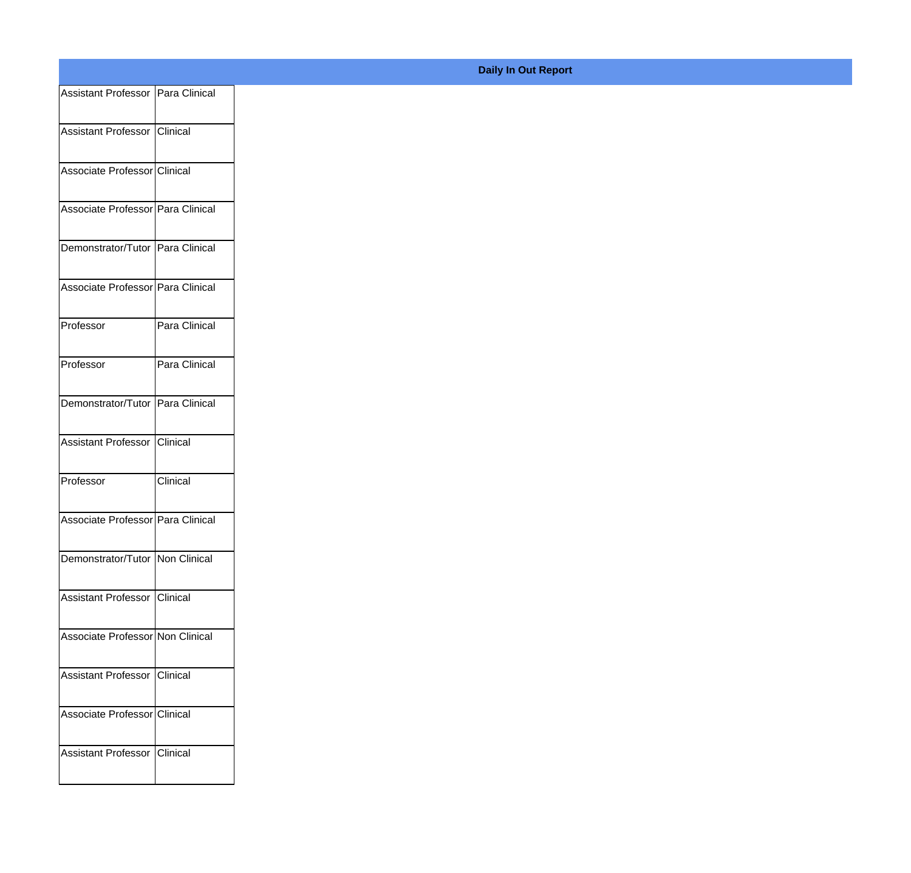**Daily In Out Report**

| | |
|---|---|
| Assistant Professor | Para Clinical |
| Assistant Professor | Clinical |
| Associate Professor | Clinical |
| Associate Professor | Para Clinical |
| Demonstrator/Tutor | Para Clinical |
| Associate Professor | Para Clinical |
| Professor | Para Clinical |
| Professor | Para Clinical |
| Demonstrator/Tutor | Para Clinical |
| Assistant Professor | Clinical |
| Professor | Clinical |
| Associate Professor | Para Clinical |
| Demonstrator/Tutor | Non Clinical |
| Assistant Professor | Clinical |
| Associate Professor | Non Clinical |
| Assistant Professor | Clinical |
| Associate Professor | Clinical |
| Assistant Professor | Clinical |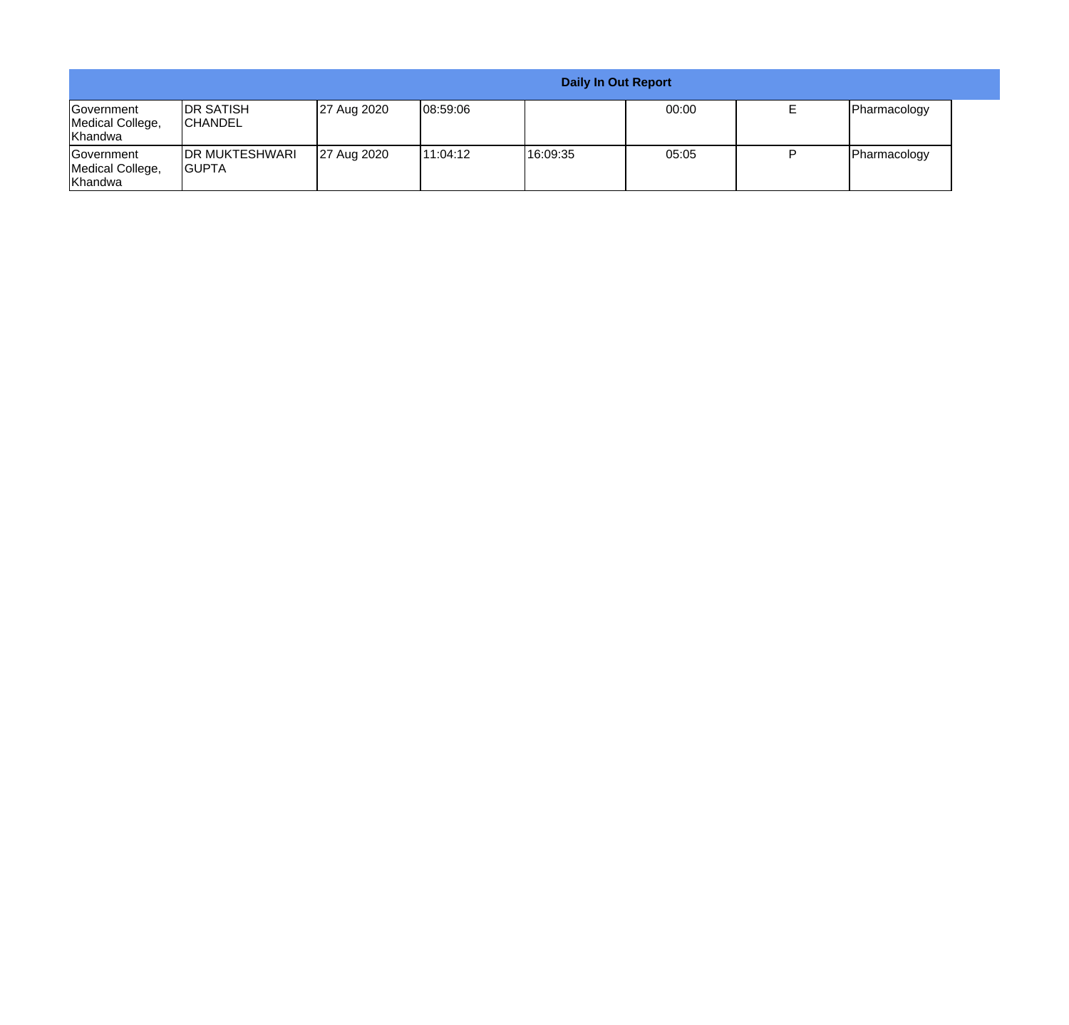| Daily In Out Report | | | | | | | |
|---|---|---|---|---|---|---|---|
| Government Medical College, Khandwa | DR SATISH CHANDEL | 27 Aug 2020 | 08:59:06 | | 00:00 | E | Pharmacology |
| Government Medical College, Khandwa | DR MUKTESHWARI GUPTA | 27 Aug 2020 | 11:04:12 | 16:09:35 | 05:05 | P | Pharmacology |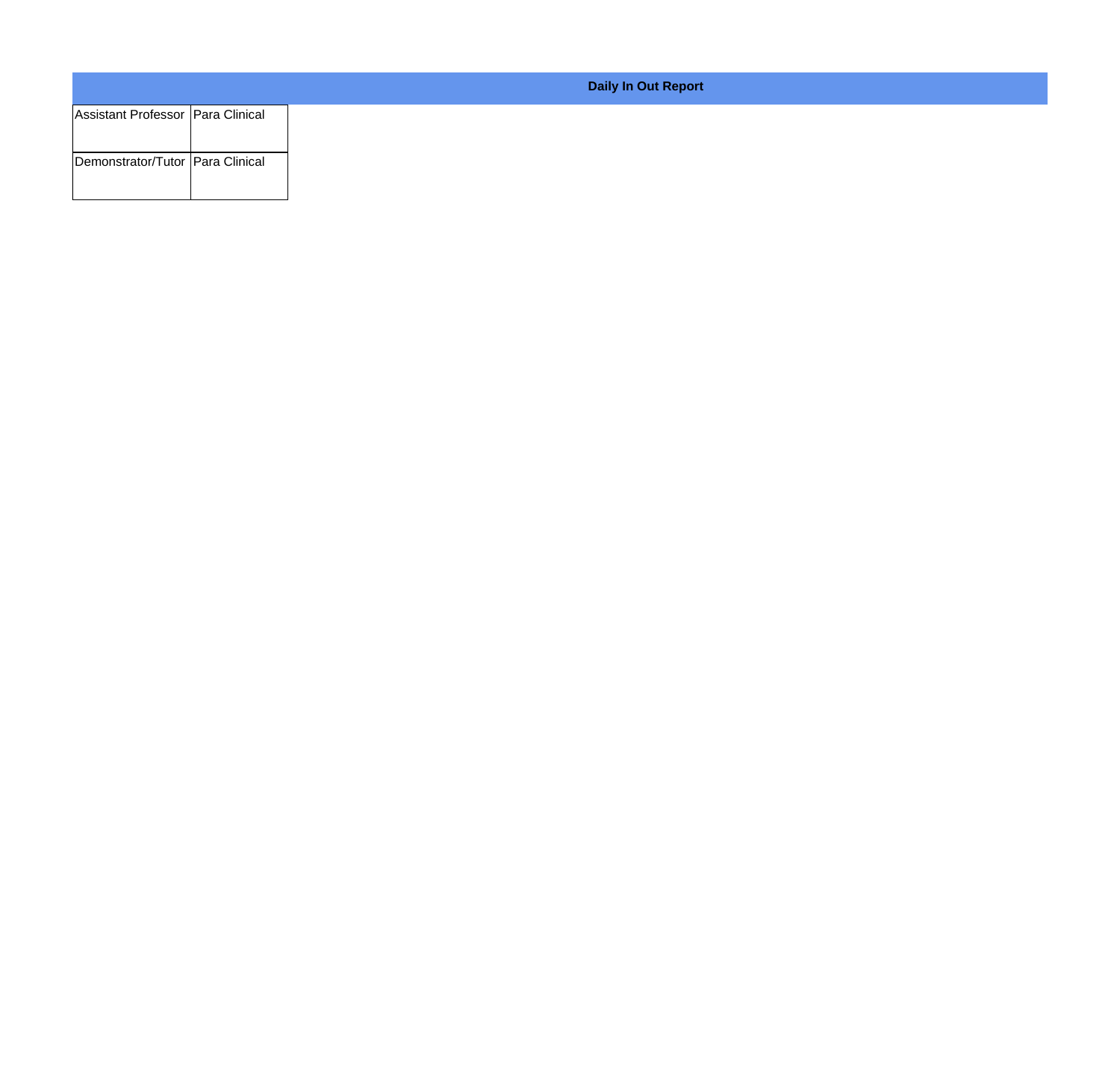**Daily In Out Report**

| | |
|---|---|
| Assistant Professor | Para Clinical |
| Demonstrator/Tutor | Para Clinical |